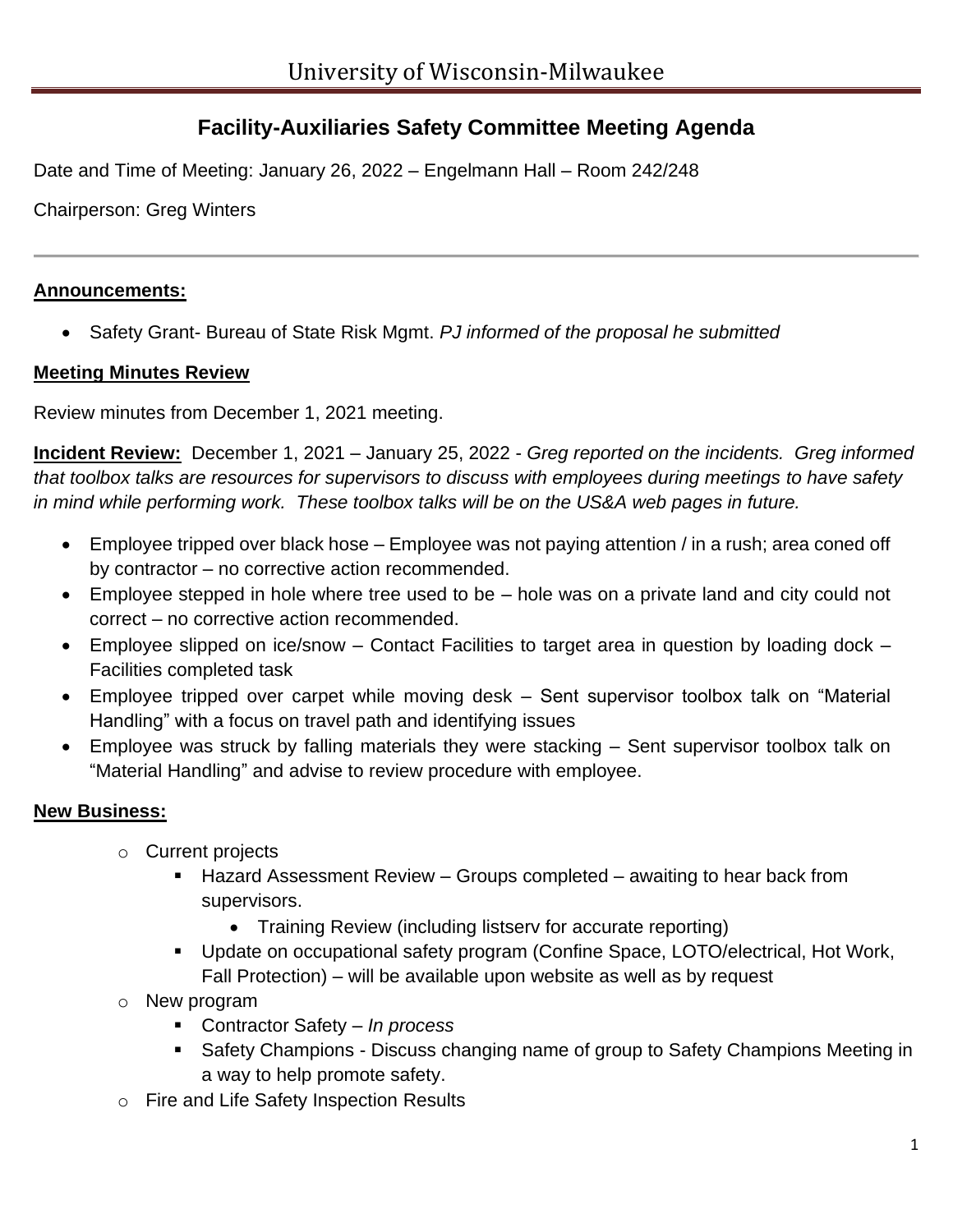University of Wisconsin-Milwaukee

# Facility-Auxiliaries Safety Committee Meeting Agenda

Date and Time of Meeting: January 26, 2022 – Engelmann Hall – Room 242/248

Chairperson: Greg Winters

---

**Announcements:**

- Safety Grant- Bureau of State Risk Mgmt. *PJ informed of the proposal he submitted*

**Meeting Minutes Review**

Review minutes from December 1, 2021 meeting.

**Incident Review:** December 1, 2021 – January 25, 2022 - *Greg reported on the incidents. Greg informed that toolbox talks are resources for supervisors to discuss with employees during meetings to have safety in mind while performing work. These toolbox talks will be on the US&A web pages in future.*

- Employee tripped over black hose – Employee was not paying attention / in a rush; area coned off by contractor – no corrective action recommended.
- Employee stepped in hole where tree used to be – hole was on a private land and city could not correct – no corrective action recommended.
- Employee slipped on ice/snow – Contact Facilities to target area in question by loading dock – Facilities completed task
- Employee tripped over carpet while moving desk – Sent supervisor toolbox talk on "Material Handling" with a focus on travel path and identifying issues
- Employee was struck by falling materials they were stacking – Sent supervisor toolbox talk on "Material Handling" and advise to review procedure with employee.

**New Business:**

- Current projects
  - Hazard Assessment Review – Groups completed – awaiting to hear back from supervisors.
    - Training Review (including listserv for accurate reporting)
  - Update on occupational safety program (Confine Space, LOTO/electrical, Hot Work, Fall Protection) – will be available upon website as well as by request
- New program
  - Contractor Safety – *In process*
  - Safety Champions - Discuss changing name of group to Safety Champions Meeting in a way to help promote safety.
- Fire and Life Safety Inspection Results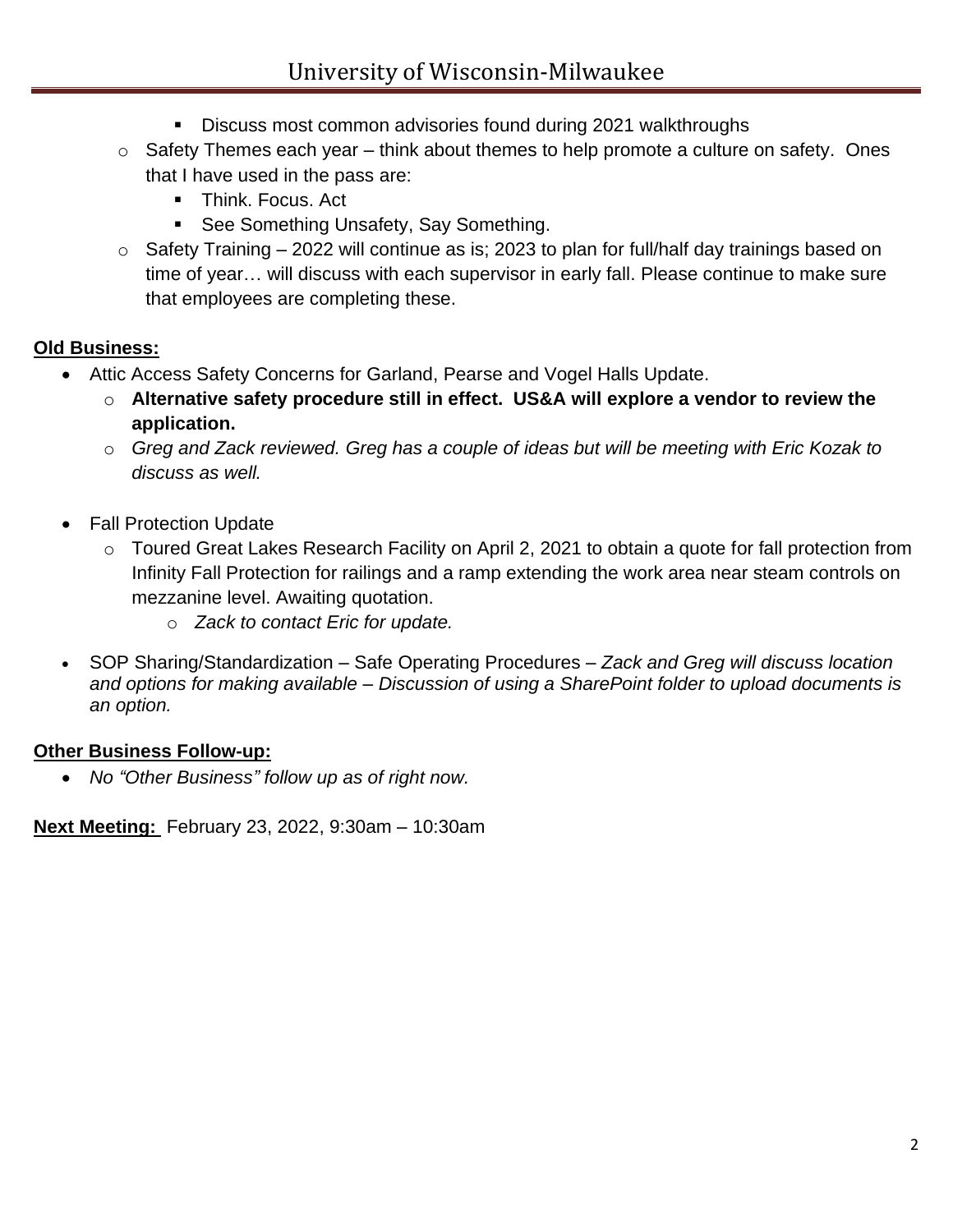- Discuss most common advisories found during 2021 walkthroughs
  - Safety Themes each year – think about themes to help promote a culture on safety. Ones that I have used in the pass are:
    - Think. Focus. Act
    - See Something Unsafety, Say Something.
  - Safety Training – 2022 will continue as is; 2023 to plan for full/half day trainings based on time of year… will discuss with each supervisor in early fall. Please continue to make sure that employees are completing these.

**Old Business:**

- Attic Access Safety Concerns for Garland, Pearse and Vogel Halls Update.
  - **Alternative safety procedure still in effect. US&A will explore a vendor to review the application.**
  - *Greg and Zack reviewed. Greg has a couple of ideas but will be meeting with Eric Kozak to discuss as well.*

- Fall Protection Update
  - Toured Great Lakes Research Facility on April 2, 2021 to obtain a quote for fall protection from Infinity Fall Protection for railings and a ramp extending the work area near steam controls on mezzanine level. Awaiting quotation.
    - *Zack to contact Eric for update.*

- SOP Sharing/Standardization – Safe Operating Procedures – *Zack and Greg will discuss location and options for making available – Discussion of using a SharePoint folder to upload documents is an option.*

**Other Business Follow-up:**

- *No "Other Business" follow up as of right now.*

**Next Meeting:** February 23, 2022, 9:30am – 10:30am